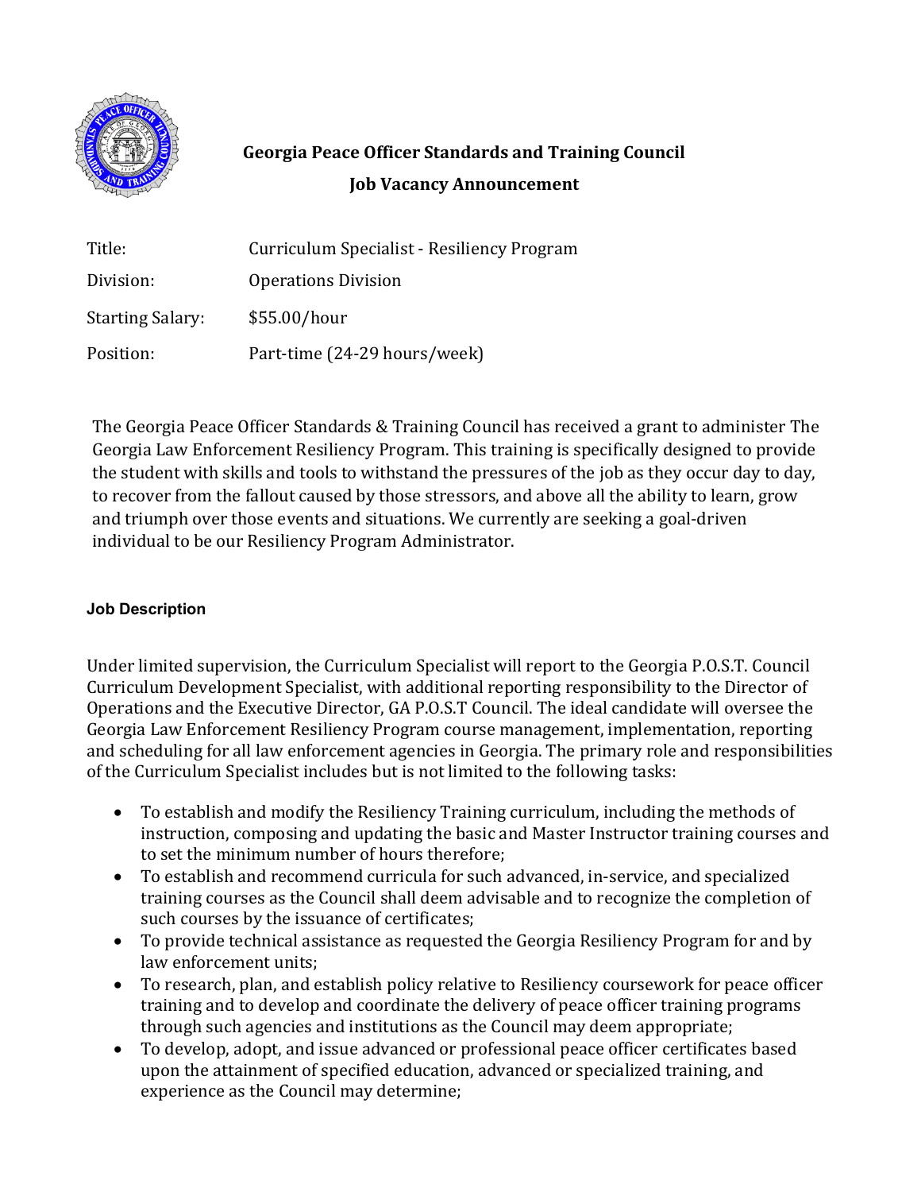# Georgia Peace Officer Standards and Training Council

## Job Vacancy Announcement

| | |
|---|---|
| Title: | Curriculum Specialist - Resiliency Program |
| Division: | Operations Division |
| Starting Salary: | $55.00/hour |
| Position: | Part-time (24-29 hours/week) |

The Georgia Peace Officer Standards & Training Council has received a grant to administer The Georgia Law Enforcement Resiliency Program. This training is specifically designed to provide the student with skills and tools to withstand the pressures of the job as they occur day to day, to recover from the fallout caused by those stressors, and above all the ability to learn, grow and triumph over those events and situations. We currently are seeking a goal-driven individual to be our Resiliency Program Administrator.

### Job Description

Under limited supervision, the Curriculum Specialist will report to the Georgia P.O.S.T. Council Curriculum Development Specialist, with additional reporting responsibility to the Director of Operations and the Executive Director, GA P.O.S.T Council. The ideal candidate will oversee the Georgia Law Enforcement Resiliency Program course management, implementation, reporting and scheduling for all law enforcement agencies in Georgia. The primary role and responsibilities of the Curriculum Specialist includes but is not limited to the following tasks:

- To establish and modify the Resiliency Training curriculum, including the methods of instruction, composing and updating the basic and Master Instructor training courses and to set the minimum number of hours therefore;
- To establish and recommend curricula for such advanced, in-service, and specialized training courses as the Council shall deem advisable and to recognize the completion of such courses by the issuance of certificates;
- To provide technical assistance as requested the Georgia Resiliency Program for and by law enforcement units;
- To research, plan, and establish policy relative to Resiliency coursework for peace officer training and to develop and coordinate the delivery of peace officer training programs through such agencies and institutions as the Council may deem appropriate;
- To develop, adopt, and issue advanced or professional peace officer certificates based upon the attainment of specified education, advanced or specialized training, and experience as the Council may determine;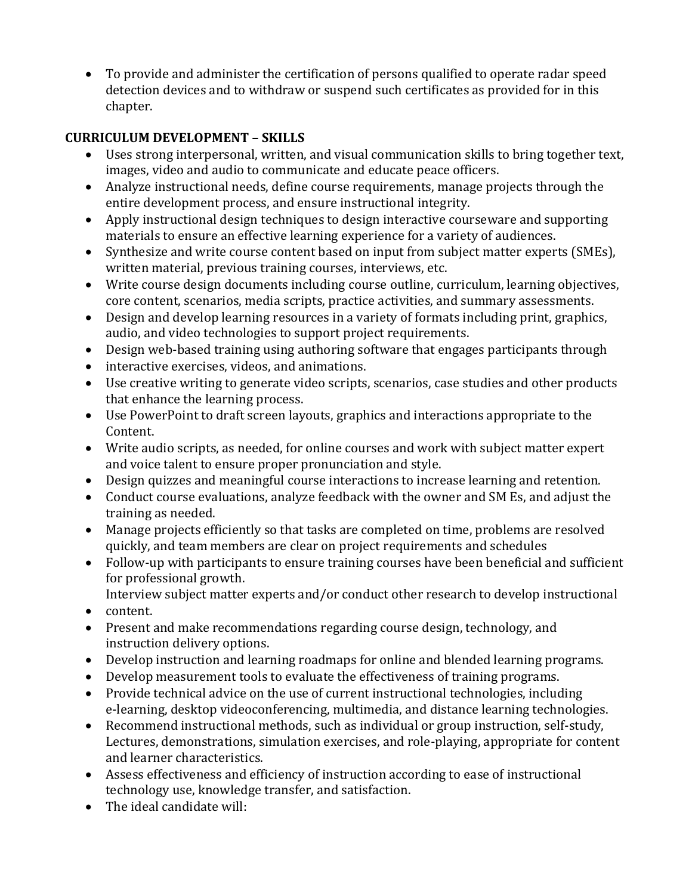- To provide and administer the certification of persons qualified to operate radar speed detection devices and to withdraw or suspend such certificates as provided for in this chapter.

**CURRICULUM DEVELOPMENT – SKILLS**

- Uses strong interpersonal, written, and visual communication skills to bring together text, images, video and audio to communicate and educate peace officers.
- Analyze instructional needs, define course requirements, manage projects through the entire development process, and ensure instructional integrity.
- Apply instructional design techniques to design interactive courseware and supporting materials to ensure an effective learning experience for a variety of audiences.
- Synthesize and write course content based on input from subject matter experts (SMEs), written material, previous training courses, interviews, etc.
- Write course design documents including course outline, curriculum, learning objectives, core content, scenarios, media scripts, practice activities, and summary assessments.
- Design and develop learning resources in a variety of formats including print, graphics, audio, and video technologies to support project requirements.
- Design web-based training using authoring software that engages participants through
- interactive exercises, videos, and animations.
- Use creative writing to generate video scripts, scenarios, case studies and other products that enhance the learning process.
- Use PowerPoint to draft screen layouts, graphics and interactions appropriate to the Content.
- Write audio scripts, as needed, for online courses and work with subject matter expert and voice talent to ensure proper pronunciation and style.
- Design quizzes and meaningful course interactions to increase learning and retention.
- Conduct course evaluations, analyze feedback with the owner and SM Es, and adjust the training as needed.
- Manage projects efficiently so that tasks are completed on time, problems are resolved quickly, and team members are clear on project requirements and schedules
- Follow-up with participants to ensure training courses have been beneficial and sufficient for professional growth.
  Interview subject matter experts and/or conduct other research to develop instructional
- content.
- Present and make recommendations regarding course design, technology, and instruction delivery options.
- Develop instruction and learning roadmaps for online and blended learning programs.
- Develop measurement tools to evaluate the effectiveness of training programs.
- Provide technical advice on the use of current instructional technologies, including e-learning, desktop videoconferencing, multimedia, and distance learning technologies.
- Recommend instructional methods, such as individual or group instruction, self-study, Lectures, demonstrations, simulation exercises, and role-playing, appropriate for content and learner characteristics.
- Assess effectiveness and efficiency of instruction according to ease of instructional technology use, knowledge transfer, and satisfaction.
- The ideal candidate will: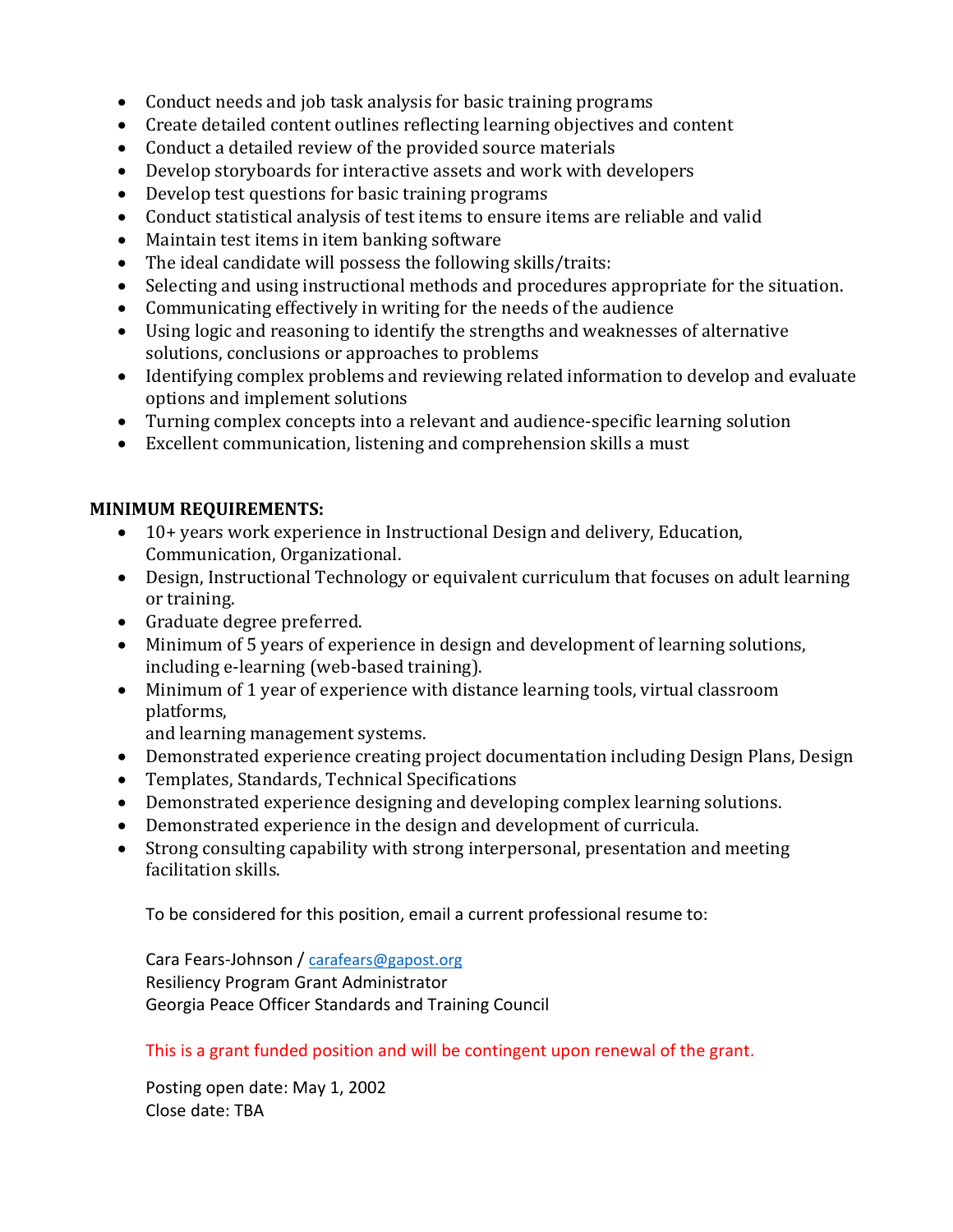- Conduct needs and job task analysis for basic training programs
- Create detailed content outlines reflecting learning objectives and content
- Conduct a detailed review of the provided source materials
- Develop storyboards for interactive assets and work with developers
- Develop test questions for basic training programs
- Conduct statistical analysis of test items to ensure items are reliable and valid
- Maintain test items in item banking software
- The ideal candidate will possess the following skills/traits:
- Selecting and using instructional methods and procedures appropriate for the situation.
- Communicating effectively in writing for the needs of the audience
- Using logic and reasoning to identify the strengths and weaknesses of alternative solutions, conclusions or approaches to problems
- Identifying complex problems and reviewing related information to develop and evaluate options and implement solutions
- Turning complex concepts into a relevant and audience-specific learning solution
- Excellent communication, listening and comprehension skills a must

**MINIMUM REQUIREMENTS:**

- 10+ years work experience in Instructional Design and delivery, Education, Communication, Organizational.
- Design, Instructional Technology or equivalent curriculum that focuses on adult learning or training.
- Graduate degree preferred.
- Minimum of 5 years of experience in design and development of learning solutions, including e-learning (web-based training).
- Minimum of 1 year of experience with distance learning tools, virtual classroom platforms,
  and learning management systems.
- Demonstrated experience creating project documentation including Design Plans, Design
- Templates, Standards, Technical Specifications
- Demonstrated experience designing and developing complex learning solutions.
- Demonstrated experience in the design and development of curricula.
- Strong consulting capability with strong interpersonal, presentation and meeting facilitation skills.

To be considered for this position, email a current professional resume to:

Cara Fears-Johnson / carafears@gapost.org
Resiliency Program Grant Administrator
Georgia Peace Officer Standards and Training Council

This is a grant funded position and will be contingent upon renewal of the grant.

Posting open date: May 1, 2002
Close date: TBA